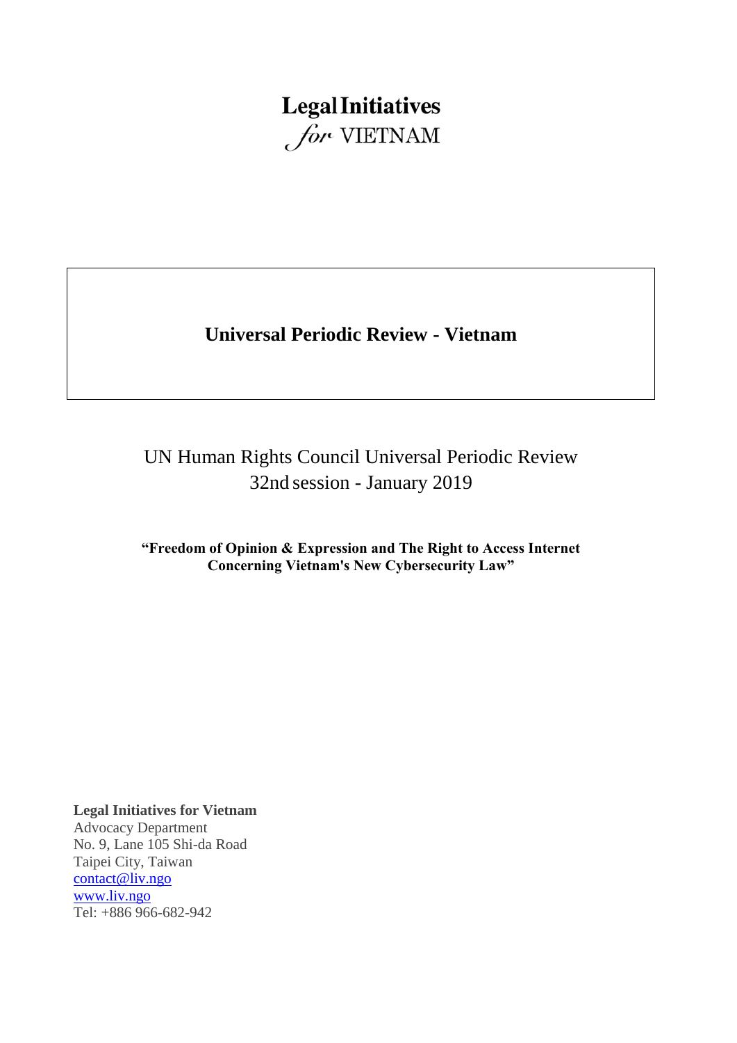**Legal Initiatives**
*for* VIETNAM

# Universal Periodic Review - Vietnam

UN Human Rights Council Universal Periodic Review
32nd session - January 2019

**"Freedom of Opinion & Expression and The Right to Access Internet Concerning Vietnam's New Cybersecurity Law"**

**Legal Initiatives for Vietnam**
Advocacy Department
No. 9, Lane 105 Shi-da Road
Taipei City, Taiwan
contact@liv.ngo
www.liv.ngo
Tel: +886 966-682-942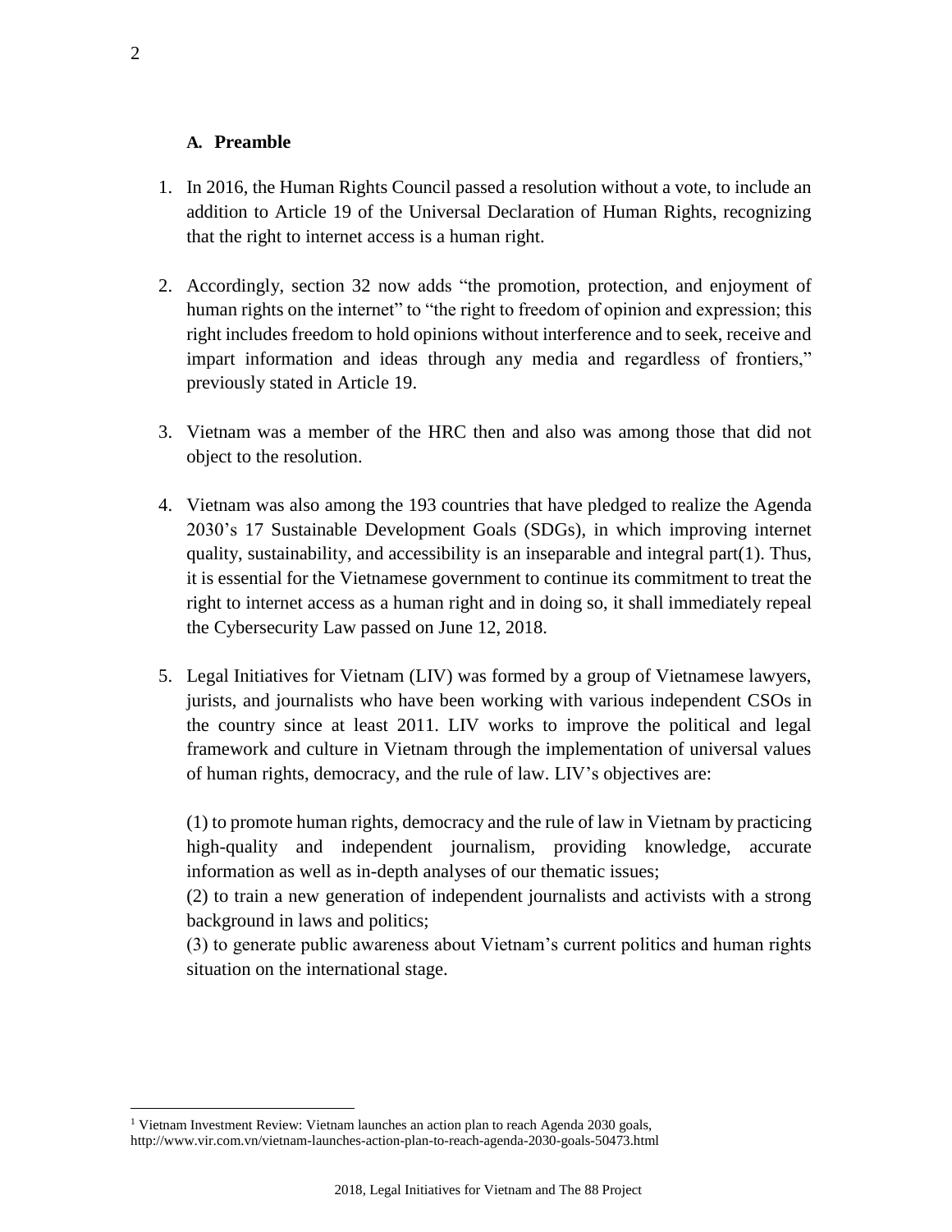### A. Preamble

1. In 2016, the Human Rights Council passed a resolution without a vote, to include an addition to Article 19 of the Universal Declaration of Human Rights, recognizing that the right to internet access is a human right.

2. Accordingly, section 32 now adds "the promotion, protection, and enjoyment of human rights on the internet" to "the right to freedom of opinion and expression; this right includes freedom to hold opinions without interference and to seek, receive and impart information and ideas through any media and regardless of frontiers," previously stated in Article 19.

3. Vietnam was a member of the HRC then and also was among those that did not object to the resolution.

4. Vietnam was also among the 193 countries that have pledged to realize the Agenda 2030's 17 Sustainable Development Goals (SDGs), in which improving internet quality, sustainability, and accessibility is an inseparable and integral part(1). Thus, it is essential for the Vietnamese government to continue its commitment to treat the right to internet access as a human right and in doing so, it shall immediately repeal the Cybersecurity Law passed on June 12, 2018.

5. Legal Initiatives for Vietnam (LIV) was formed by a group of Vietnamese lawyers, jurists, and journalists who have been working with various independent CSOs in the country since at least 2011. LIV works to improve the political and legal framework and culture in Vietnam through the implementation of universal values of human rights, democracy, and the rule of law. LIV's objectives are:

   (1) to promote human rights, democracy and the rule of law in Vietnam by practicing high-quality and independent journalism, providing knowledge, accurate information as well as in-depth analyses of our thematic issues;
   (2) to train a new generation of independent journalists and activists with a strong background in laws and politics;
   (3) to generate public awareness about Vietnam's current politics and human rights situation on the international stage.

---

[1] Vietnam Investment Review: Vietnam launches an action plan to reach Agenda 2030 goals, http://www.vir.com.vn/vietnam-launches-action-plan-to-reach-agenda-2030-goals-50473.html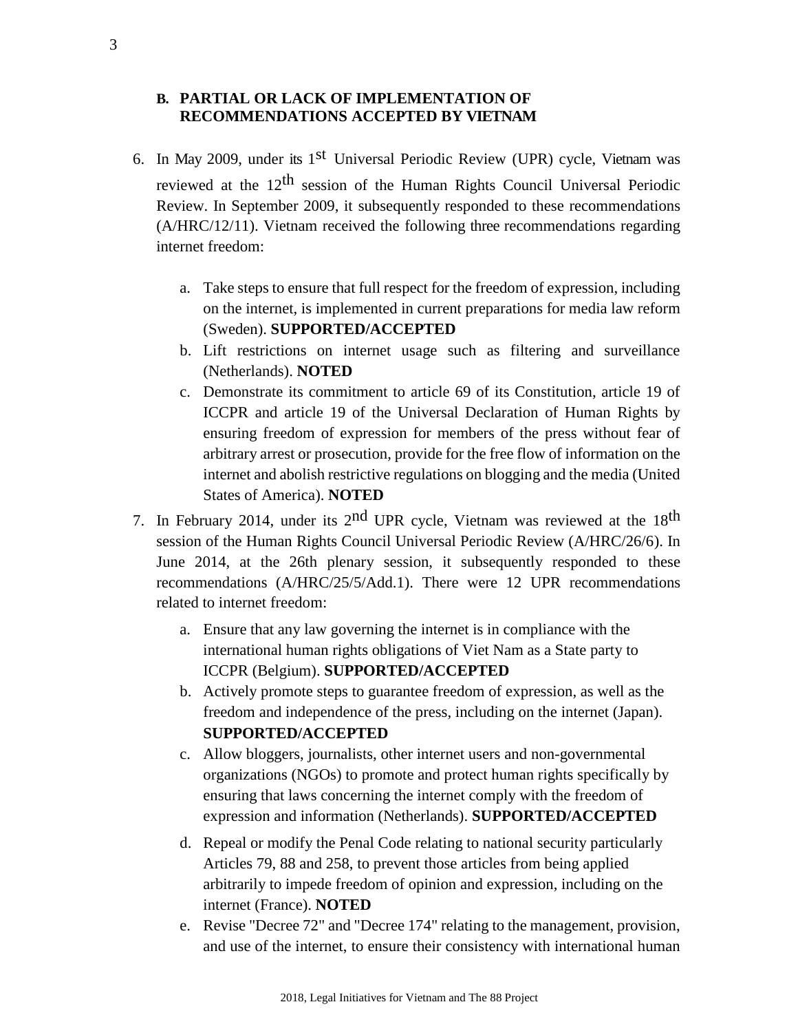### B. PARTIAL OR LACK OF IMPLEMENTATION OF RECOMMENDATIONS ACCEPTED BY VIETNAM

6. In May 2009, under its 1st Universal Periodic Review (UPR) cycle, Vietnam was reviewed at the 12th session of the Human Rights Council Universal Periodic Review. In September 2009, it subsequently responded to these recommendations (A/HRC/12/11). Vietnam received the following three recommendations regarding internet freedom:

   a. Take steps to ensure that full respect for the freedom of expression, including on the internet, is implemented in current preparations for media law reform (Sweden). **SUPPORTED/ACCEPTED**
   b. Lift restrictions on internet usage such as filtering and surveillance (Netherlands). **NOTED**
   c. Demonstrate its commitment to article 69 of its Constitution, article 19 of ICCPR and article 19 of the Universal Declaration of Human Rights by ensuring freedom of expression for members of the press without fear of arbitrary arrest or prosecution, provide for the free flow of information on the internet and abolish restrictive regulations on blogging and the media (United States of America). **NOTED**

7. In February 2014, under its 2nd UPR cycle, Vietnam was reviewed at the 18th session of the Human Rights Council Universal Periodic Review (A/HRC/26/6). In June 2014, at the 26th plenary session, it subsequently responded to these recommendations (A/HRC/25/5/Add.1). There were 12 UPR recommendations related to internet freedom:

   a. Ensure that any law governing the internet is in compliance with the international human rights obligations of Viet Nam as a State party to ICCPR (Belgium). **SUPPORTED/ACCEPTED**
   b. Actively promote steps to guarantee freedom of expression, as well as the freedom and independence of the press, including on the internet (Japan). **SUPPORTED/ACCEPTED**
   c. Allow bloggers, journalists, other internet users and non-governmental organizations (NGOs) to promote and protect human rights specifically by ensuring that laws concerning the internet comply with the freedom of expression and information (Netherlands). **SUPPORTED/ACCEPTED**
   d. Repeal or modify the Penal Code relating to national security particularly Articles 79, 88 and 258, to prevent those articles from being applied arbitrarily to impede freedom of opinion and expression, including on the internet (France). **NOTED**
   e. Revise "Decree 72" and "Decree 174" relating to the management, provision, and use of the internet, to ensure their consistency with international human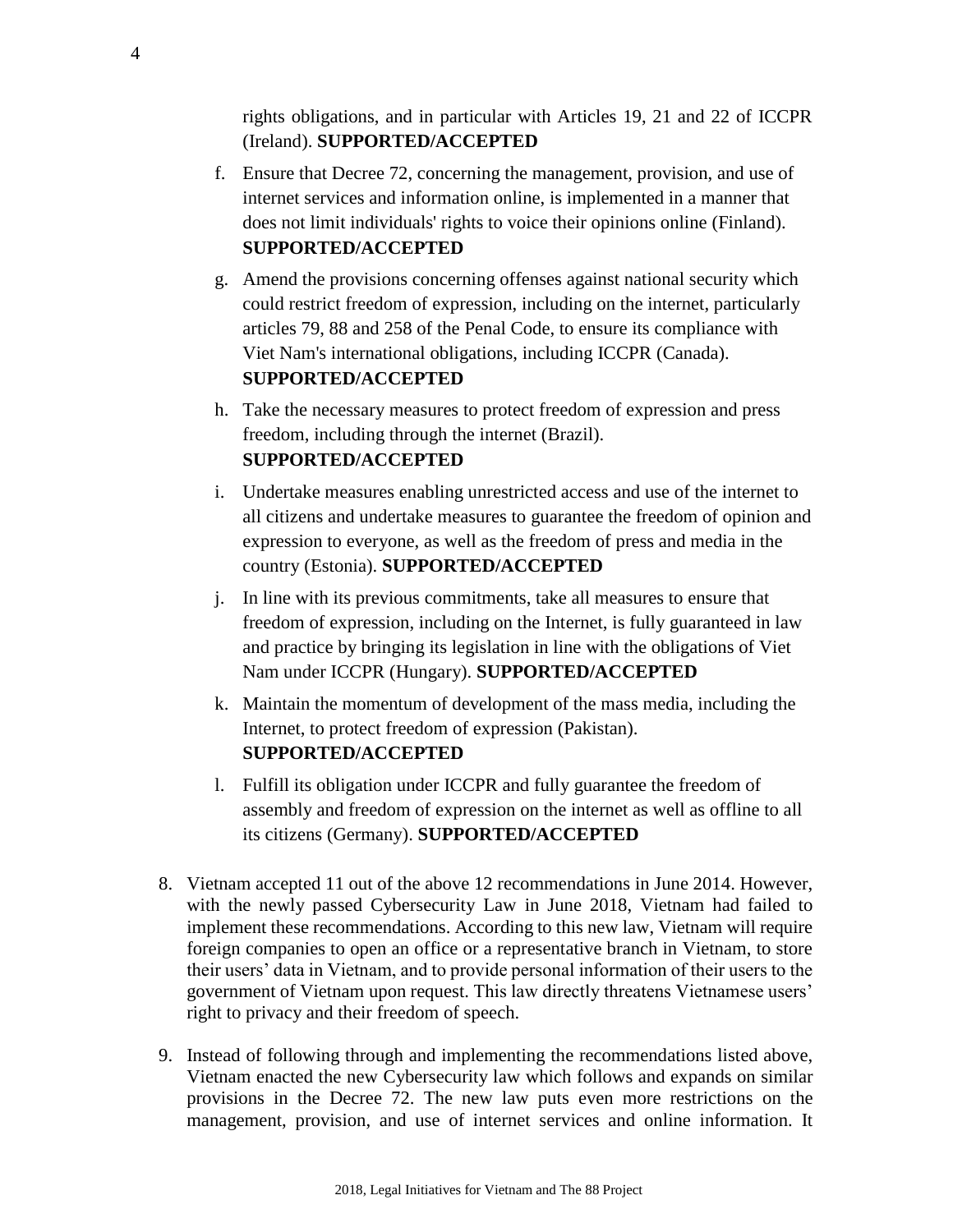rights obligations, and in particular with Articles 19, 21 and 22 of ICCPR (Ireland). **SUPPORTED/ACCEPTED**

f. Ensure that Decree 72, concerning the management, provision, and use of internet services and information online, is implemented in a manner that does not limit individuals' rights to voice their opinions online (Finland). **SUPPORTED/ACCEPTED**

g. Amend the provisions concerning offenses against national security which could restrict freedom of expression, including on the internet, particularly articles 79, 88 and 258 of the Penal Code, to ensure its compliance with Viet Nam's international obligations, including ICCPR (Canada). **SUPPORTED/ACCEPTED**

h. Take the necessary measures to protect freedom of expression and press freedom, including through the internet (Brazil). **SUPPORTED/ACCEPTED**

i. Undertake measures enabling unrestricted access and use of the internet to all citizens and undertake measures to guarantee the freedom of opinion and expression to everyone, as well as the freedom of press and media in the country (Estonia). **SUPPORTED/ACCEPTED**

j. In line with its previous commitments, take all measures to ensure that freedom of expression, including on the Internet, is fully guaranteed in law and practice by bringing its legislation in line with the obligations of Viet Nam under ICCPR (Hungary). **SUPPORTED/ACCEPTED**

k. Maintain the momentum of development of the mass media, including the Internet, to protect freedom of expression (Pakistan). **SUPPORTED/ACCEPTED**

l. Fulfill its obligation under ICCPR and fully guarantee the freedom of assembly and freedom of expression on the internet as well as offline to all its citizens (Germany). **SUPPORTED/ACCEPTED**

8. Vietnam accepted 11 out of the above 12 recommendations in June 2014. However, with the newly passed Cybersecurity Law in June 2018, Vietnam had failed to implement these recommendations. According to this new law, Vietnam will require foreign companies to open an office or a representative branch in Vietnam, to store their users' data in Vietnam, and to provide personal information of their users to the government of Vietnam upon request. This law directly threatens Vietnamese users' right to privacy and their freedom of speech.

9. Instead of following through and implementing the recommendations listed above, Vietnam enacted the new Cybersecurity law which follows and expands on similar provisions in the Decree 72. The new law puts even more restrictions on the management, provision, and use of internet services and online information. It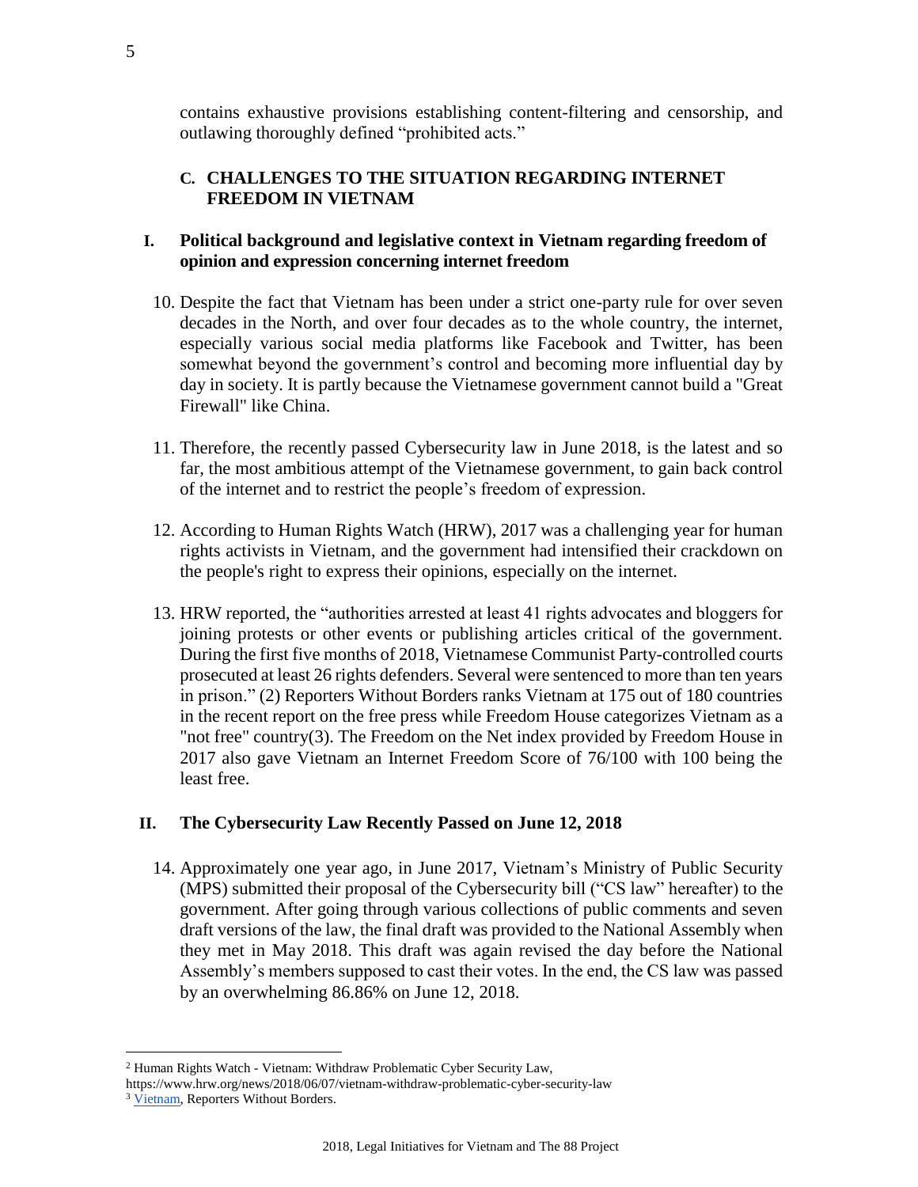contains exhaustive provisions establishing content-filtering and censorship, and outlawing thoroughly defined "prohibited acts."

## C. CHALLENGES TO THE SITUATION REGARDING INTERNET FREEDOM IN VIETNAM

### I. Political background and legislative context in Vietnam regarding freedom of opinion and expression concerning internet freedom

10. Despite the fact that Vietnam has been under a strict one-party rule for over seven decades in the North, and over four decades as to the whole country, the internet, especially various social media platforms like Facebook and Twitter, has been somewhat beyond the government's control and becoming more influential day by day in society. It is partly because the Vietnamese government cannot build a "Great Firewall" like China.

11. Therefore, the recently passed Cybersecurity law in June 2018, is the latest and so far, the most ambitious attempt of the Vietnamese government, to gain back control of the internet and to restrict the people's freedom of expression.

12. According to Human Rights Watch (HRW), 2017 was a challenging year for human rights activists in Vietnam, and the government had intensified their crackdown on the people's right to express their opinions, especially on the internet.

13. HRW reported, the "authorities arrested at least 41 rights advocates and bloggers for joining protests or other events or publishing articles critical of the government. During the first five months of 2018, Vietnamese Communist Party-controlled courts prosecuted at least 26 rights defenders. Several were sentenced to more than ten years in prison." (2) Reporters Without Borders ranks Vietnam at 175 out of 180 countries in the recent report on the free press while Freedom House categorizes Vietnam as a "not free" country(3). The Freedom on the Net index provided by Freedom House in 2017 also gave Vietnam an Internet Freedom Score of 76/100 with 100 being the least free.

### II. The Cybersecurity Law Recently Passed on June 12, 2018

14. Approximately one year ago, in June 2017, Vietnam's Ministry of Public Security (MPS) submitted their proposal of the Cybersecurity bill ("CS law" hereafter) to the government. After going through various collections of public comments and seven draft versions of the law, the final draft was provided to the National Assembly when they met in May 2018. This draft was again revised the day before the National Assembly's members supposed to cast their votes. In the end, the CS law was passed by an overwhelming 86.86% on June 12, 2018.

---

[2] Human Rights Watch - Vietnam: Withdraw Problematic Cyber Security Law, https://www.hrw.org/news/2018/06/07/vietnam-withdraw-problematic-cyber-security-law

[3] Vietnam, Reporters Without Borders.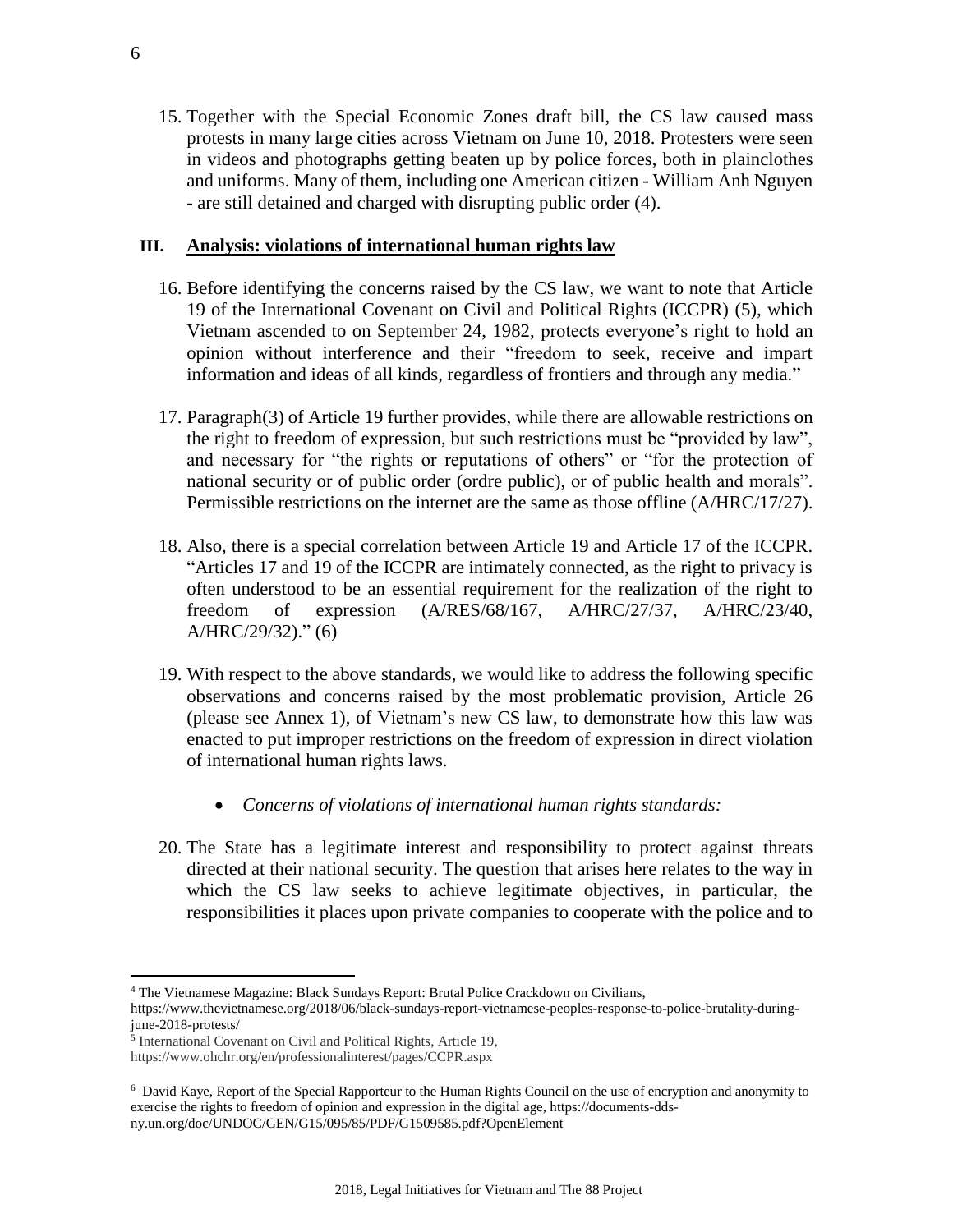15. Together with the Special Economic Zones draft bill, the CS law caused mass protests in many large cities across Vietnam on June 10, 2018. Protesters were seen in videos and photographs getting beaten up by police forces, both in plainclothes and uniforms. Many of them, including one American citizen - William Anh Nguyen - are still detained and charged with disrupting public order (4).

## III. Analysis: violations of international human rights law

16. Before identifying the concerns raised by the CS law, we want to note that Article 19 of the International Covenant on Civil and Political Rights (ICCPR) (5), which Vietnam ascended to on September 24, 1982, protects everyone's right to hold an opinion without interference and their "freedom to seek, receive and impart information and ideas of all kinds, regardless of frontiers and through any media."

17. Paragraph(3) of Article 19 further provides, while there are allowable restrictions on the right to freedom of expression, but such restrictions must be "provided by law", and necessary for "the rights or reputations of others" or "for the protection of national security or of public order (ordre public), or of public health and morals". Permissible restrictions on the internet are the same as those offline (A/HRC/17/27).

18. Also, there is a special correlation between Article 19 and Article 17 of the ICCPR. "Articles 17 and 19 of the ICCPR are intimately connected, as the right to privacy is often understood to be an essential requirement for the realization of the right to freedom of expression (A/RES/68/167, A/HRC/27/37, A/HRC/23/40, A/HRC/29/32)." (6)

19. With respect to the above standards, we would like to address the following specific observations and concerns raised by the most problematic provision, Article 26 (please see Annex 1), of Vietnam's new CS law, to demonstrate how this law was enacted to put improper restrictions on the freedom of expression in direct violation of international human rights laws.

- *Concerns of violations of international human rights standards:*

20. The State has a legitimate interest and responsibility to protect against threats directed at their national security. The question that arises here relates to the way in which the CS law seeks to achieve legitimate objectives, in particular, the responsibilities it places upon private companies to cooperate with the police and to

---

[4] The Vietnamese Magazine: Black Sundays Report: Brutal Police Crackdown on Civilians, https://www.thevietnamese.org/2018/06/black-sundays-report-vietnamese-peoples-response-to-police-brutality-during-june-2018-protests/

[5] International Covenant on Civil and Political Rights, Article 19, https://www.ohchr.org/en/professionalinterest/pages/CCPR.aspx

[6] David Kaye, Report of the Special Rapporteur to the Human Rights Council on the use of encryption and anonymity to exercise the rights to freedom of opinion and expression in the digital age, https://documents-dds-ny.un.org/doc/UNDOC/GEN/G15/095/85/PDF/G1509585.pdf?OpenElement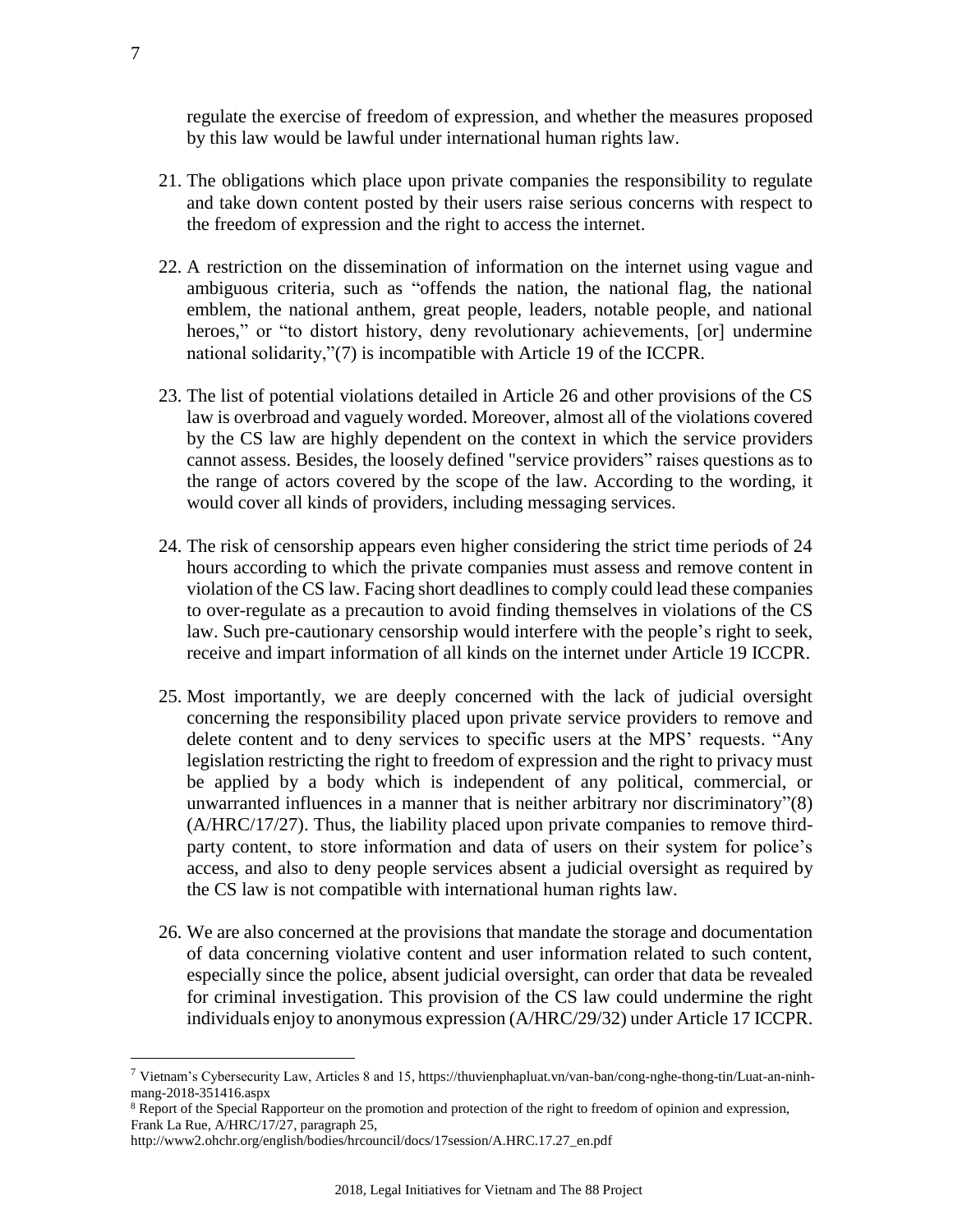regulate the exercise of freedom of expression, and whether the measures proposed by this law would be lawful under international human rights law.

21. The obligations which place upon private companies the responsibility to regulate and take down content posted by their users raise serious concerns with respect to the freedom of expression and the right to access the internet.

22. A restriction on the dissemination of information on the internet using vague and ambiguous criteria, such as "offends the nation, the national flag, the national emblem, the national anthem, great people, leaders, notable people, and national heroes," or "to distort history, deny revolutionary achievements, [or] undermine national solidarity,"(7) is incompatible with Article 19 of the ICCPR.

23. The list of potential violations detailed in Article 26 and other provisions of the CS law is overbroad and vaguely worded. Moreover, almost all of the violations covered by the CS law are highly dependent on the context in which the service providers cannot assess. Besides, the loosely defined "service providers" raises questions as to the range of actors covered by the scope of the law. According to the wording, it would cover all kinds of providers, including messaging services.

24. The risk of censorship appears even higher considering the strict time periods of 24 hours according to which the private companies must assess and remove content in violation of the CS law. Facing short deadlines to comply could lead these companies to over-regulate as a precaution to avoid finding themselves in violations of the CS law. Such pre-cautionary censorship would interfere with the people's right to seek, receive and impart information of all kinds on the internet under Article 19 ICCPR.

25. Most importantly, we are deeply concerned with the lack of judicial oversight concerning the responsibility placed upon private service providers to remove and delete content and to deny services to specific users at the MPS' requests. "Any legislation restricting the right to freedom of expression and the right to privacy must be applied by a body which is independent of any political, commercial, or unwarranted influences in a manner that is neither arbitrary nor discriminatory"(8) (A/HRC/17/27). Thus, the liability placed upon private companies to remove third-party content, to store information and data of users on their system for police's access, and also to deny people services absent a judicial oversight as required by the CS law is not compatible with international human rights law.

26. We are also concerned at the provisions that mandate the storage and documentation of data concerning violative content and user information related to such content, especially since the police, absent judicial oversight, can order that data be revealed for criminal investigation. This provision of the CS law could undermine the right individuals enjoy to anonymous expression (A/HRC/29/32) under Article 17 ICCPR.

---

[7] Vietnam's Cybersecurity Law, Articles 8 and 15, https://thuvienphapluat.vn/van-ban/cong-nghe-thong-tin/Luat-an-ninh-mang-2018-351416.aspx

[8] Report of the Special Rapporteur on the promotion and protection of the right to freedom of opinion and expression, Frank La Rue, A/HRC/17/27, paragraph 25, http://www2.ohchr.org/english/bodies/hrcouncil/docs/17session/A.HRC.17.27_en.pdf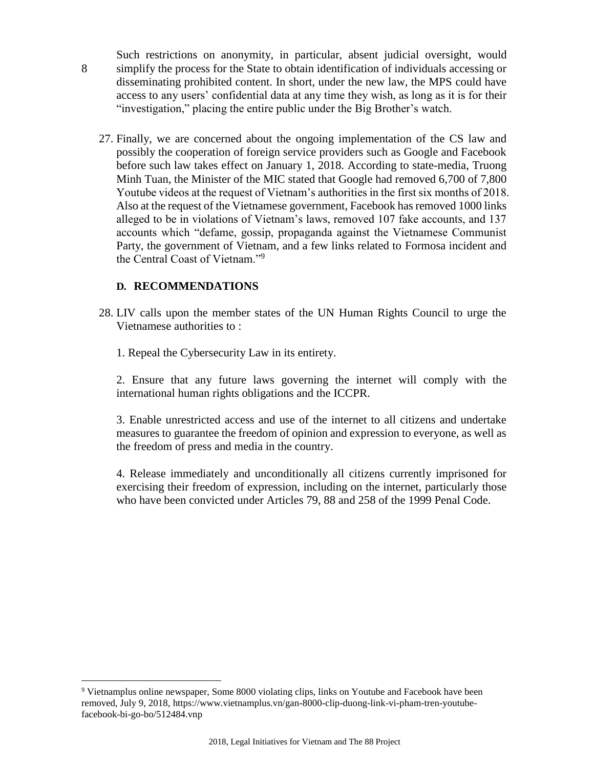Such restrictions on anonymity, in particular, absent judicial oversight, would simplify the process for the State to obtain identification of individuals accessing or disseminating prohibited content. In short, under the new law, the MPS could have access to any users' confidential data at any time they wish, as long as it is for their "investigation," placing the entire public under the Big Brother's watch.

27. Finally, we are concerned about the ongoing implementation of the CS law and possibly the cooperation of foreign service providers such as Google and Facebook before such law takes effect on January 1, 2018. According to state-media, Truong Minh Tuan, the Minister of the MIC stated that Google had removed 6,700 of 7,800 Youtube videos at the request of Vietnam's authorities in the first six months of 2018. Also at the request of the Vietnamese government, Facebook has removed 1000 links alleged to be in violations of Vietnam's laws, removed 107 fake accounts, and 137 accounts which "defame, gossip, propaganda against the Vietnamese Communist Party, the government of Vietnam, and a few links related to Formosa incident and the Central Coast of Vietnam."[9]

### D. RECOMMENDATIONS

28. LIV calls upon the member states of the UN Human Rights Council to urge the Vietnamese authorities to :

    1. Repeal the Cybersecurity Law in its entirety.

    2. Ensure that any future laws governing the internet will comply with the international human rights obligations and the ICCPR.

    3. Enable unrestricted access and use of the internet to all citizens and undertake measures to guarantee the freedom of opinion and expression to everyone, as well as the freedom of press and media in the country.

    4. Release immediately and unconditionally all citizens currently imprisoned for exercising their freedom of expression, including on the internet, particularly those who have been convicted under Articles 79, 88 and 258 of the 1999 Penal Code.

---

[9] Vietnamplus online newspaper, Some 8000 violating clips, links on Youtube and Facebook have been removed, July 9, 2018, https://www.vietnamplus.vn/gan-8000-clip-duong-link-vi-pham-tren-youtube-facebook-bi-go-bo/512484.vnp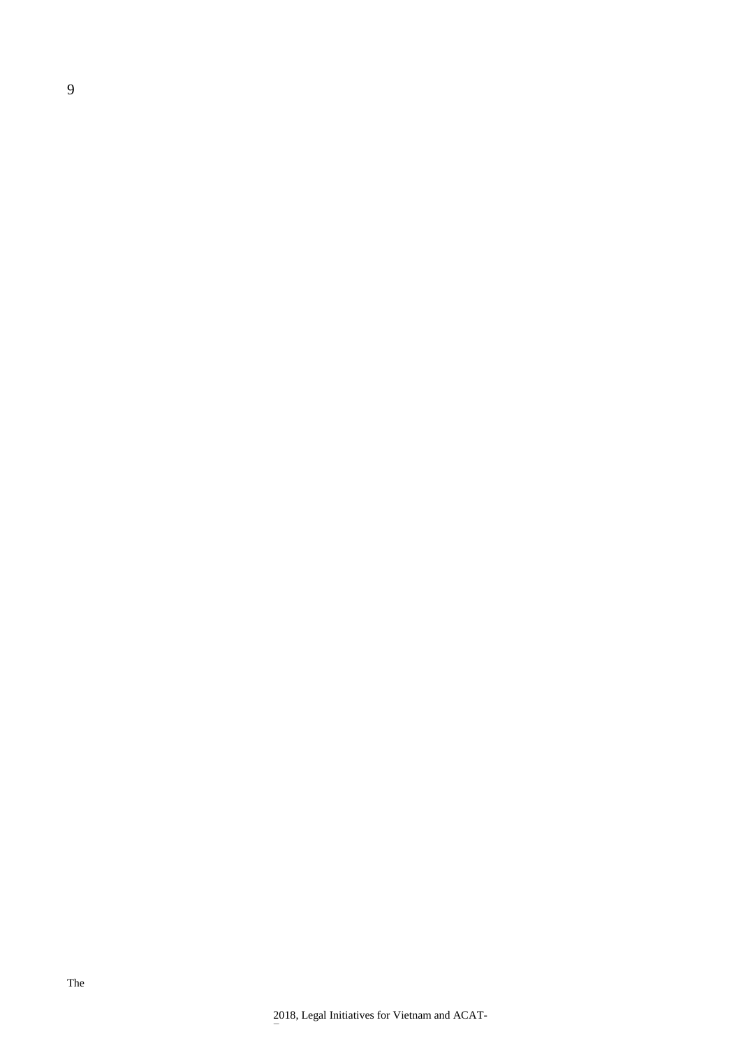The

2018, Legal Initiatives for Vietnam and ACAT-